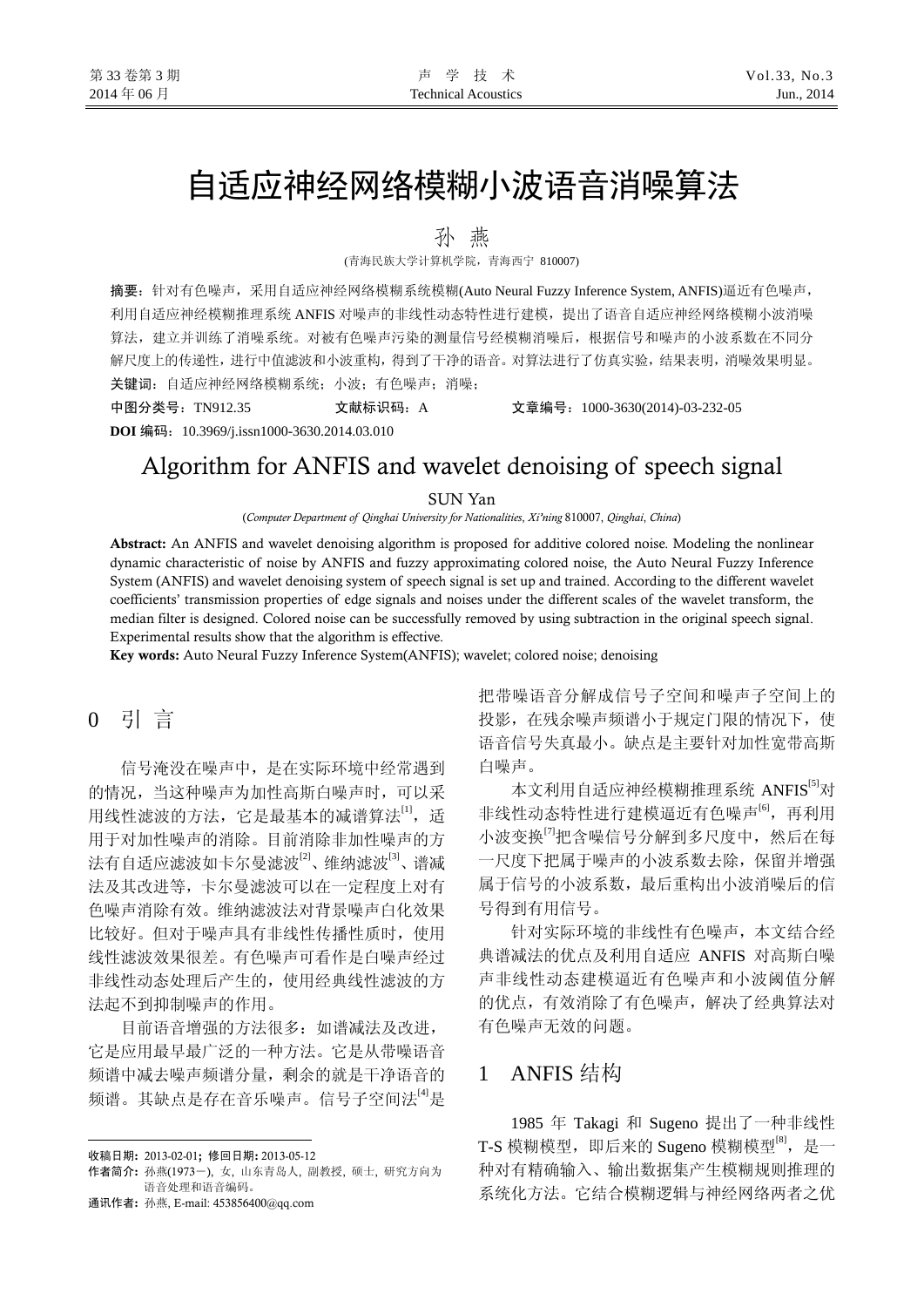# 自适应神经网络模糊小波语音消噪算法

孙 燕

(青海民族大学计算机学院，青海西宁 810007)

**摘要**：针对有色噪声，采用自适应神经网络模糊系统模糊(Auto Neural Fuzzy Inference System, ANFIS)逼近有色噪声，利用自适应神经模糊推理系统 ANFIS 对噪声的非线性动态特性进行建模，提出了语音自适应神经网络模糊小波消噪算法，建立并训练了消噪系统。对被有色噪声污染的测量信号经模糊消噪后，根据信号和噪声的小波系数在不同分解尺度上的传递性，进行中值滤波和小波重构，得到了干净的语音。对算法进行了仿真实验，结果表明，消噪效果明显。

**关键词**：自适应神经网络模糊系统；小波；有色噪声；消噪；

**中图分类号**：TN912.35　　**文献标识码**：A　　**文章编号**：1000-3630(2014)-03-232-05

**DOI 编码**：10.3969/j.issn1000-3630.2014.03.010

# Algorithm for ANFIS and wavelet denoising of speech signal

SUN Yan

(*Computer Department of Qinghai University for Nationalities*, *Xi'ning* 810007, *Qinghai*, *China*)

**Abstract:** An ANFIS and wavelet denoising algorithm is proposed for additive colored noise. Modeling the nonlinear dynamic characteristic of noise by ANFIS and fuzzy approximating colored noise, the Auto Neural Fuzzy Inference System (ANFIS) and wavelet denoising system of speech signal is set up and trained. According to the different wavelet coefficients' transmission properties of edge signals and noises under the different scales of the wavelet transform, the median filter is designed. Colored noise can be successfully removed by using subtraction in the original speech signal. Experimental results show that the algorithm is effective.

**Key words:** Auto Neural Fuzzy Inference System(ANFIS); wavelet; colored noise; denoising

## 0 引 言

信号淹没在噪声中，是在实际环境中经常遇到的情况，当这种噪声为加性高斯白噪声时，可以采用线性滤波的方法，它是最基本的减谱算法[1]，适用于对加性噪声的消除。目前消除非加性噪声的方法有自适应滤波如卡尔曼滤波[2]、维纳滤波[3]、谱减法及其改进等，卡尔曼滤波可以在一定程度上对有色噪声消除有效。维纳滤波法对背景噪声白化效果比较好。但对于噪声具有非线性传播性质时，使用线性滤波效果很差。有色噪声可看作是白噪声经过非线性动态处理后产生的，使用经典线性滤波的方法起不到抑制噪声的作用。

目前语音增强的方法很多：如谱减法及改进，它是应用最早最广泛的一种方法。它是从带噪语音频谱中减去噪声频谱分量，剩余的就是干净语音的频谱。其缺点是存在音乐噪声。信号子空间法[4]是把带噪语音分解成信号子空间和噪声子空间上的投影，在残余噪声频谱小于规定门限的情况下，使语音信号失真最小。缺点是主要针对加性宽带高斯白噪声。

本文利用自适应神经模糊推理系统 ANFIS[5]对非线性动态特性进行建模逼近有色噪声[6]，再利用小波变换[7]把含噪信号分解到多尺度中，然后在每一尺度下把属于噪声的小波系数去除，保留并增强属于信号的小波系数，最后重构出小波消噪后的信号得到有用信号。

针对实际环境的非线性有色噪声，本文结合经典谱减法的优点及利用自适应 ANFIS 对高斯白噪声非线性动态建模逼近有色噪声和小波阈值分解的优点，有效消除了有色噪声，解决了经典算法对有色噪声无效的问题。

## 1 ANFIS 结构

1985 年 Takagi 和 Sugeno 提出了一种非线性 T-S 模糊模型，即后来的 Sugeno 模糊模型[8]，是一种对有精确输入、输出数据集产生模糊规则推理的系统化方法。它结合模糊逻辑与神经网络两者之优

---

**收稿日期**：2013-02-01；**修回日期**：2013-05-12

**作者简介**：孙燕(1973－)，女，山东青岛人，副教授，硕士，研究方向为语音处理和语音编码。

**通讯作者**：孙燕，E-mail: 453856400@qq.com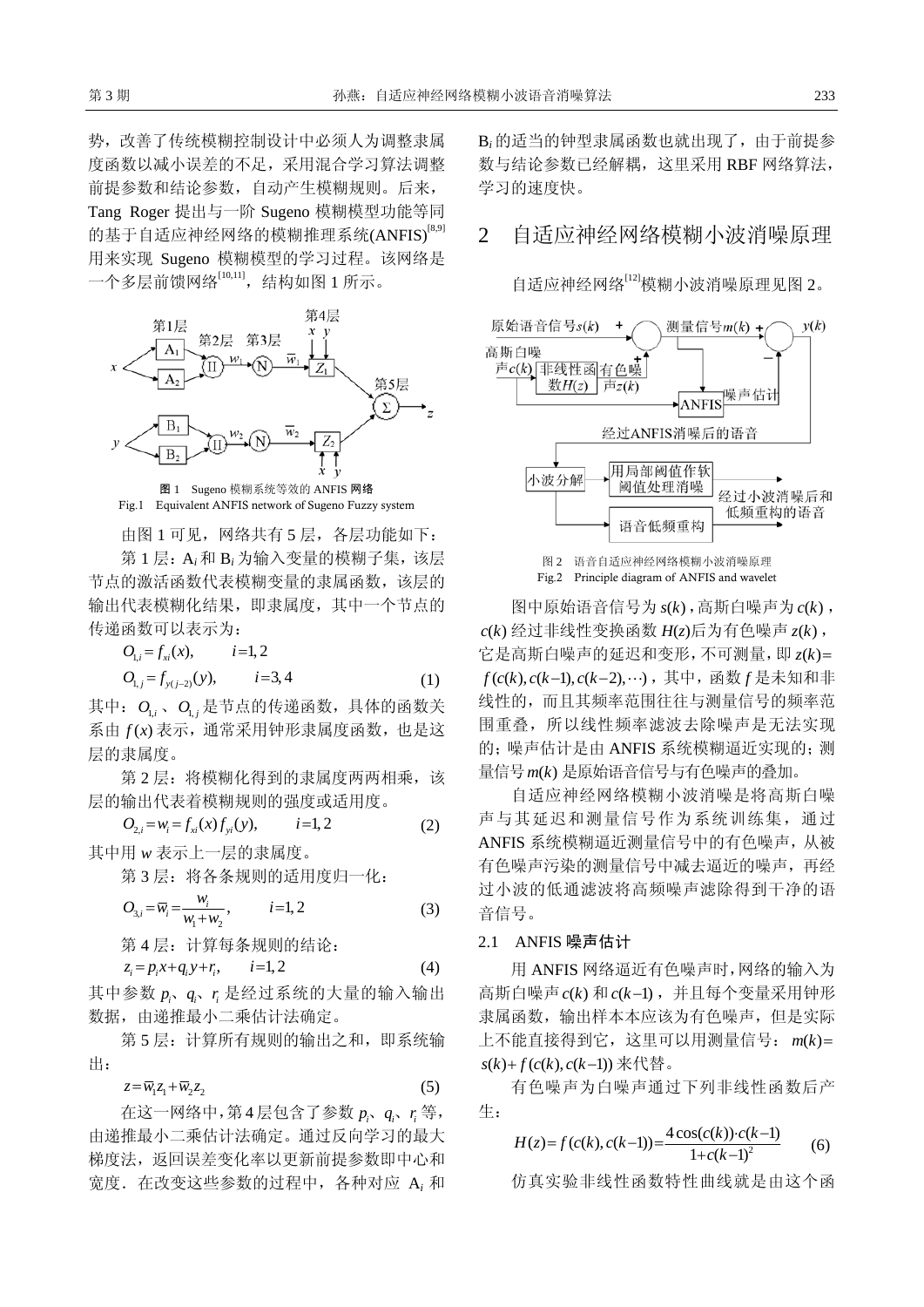势，改善了传统模糊控制设计中必须人为调整隶属度函数以减小误差的不足，采用混合学习算法调整前提参数和结论参数，自动产生模糊规则。后来，Tang Roger 提出与一阶 Sugeno 模糊模型功能等同的基于自适应神经网络的模糊推理系统(ANFIS)[8,9]用来实现 Sugeno 模糊模型的学习过程。该网络是一个多层前馈网络[10,11]，结构如图 1 所示。

图 1 Sugeno 模糊系统等效的 ANFIS 网络
Fig.1 Equivalent ANFIS network of Sugeno Fuzzy system

由图 1 可见，网络共有 5 层，各层功能如下：

第 1 层：$A_i$ 和 $B_i$ 为输入变量的模糊子集，该层节点的激活函数代表模糊变量的隶属函数，该层的输出代表模糊化结果，即隶属度，其中一个节点的传递函数可以表示为：

$$O_{1,i} = f_{xi}(x), \qquad i=1,2$$
$$O_{1,j} = f_{y(j-2)}(y), \qquad i=3,4 \tag{1}$$

其中：$O_{1,i}$、$O_{1,j}$ 是节点的传递函数，具体的函数关系由 $f(x)$ 表示，通常采用钟形隶属函数，也是这层的隶属度。

第 2 层：将模糊化得到的隶属度两两相乘，该层的输出代表着模糊规则的强度或适用度。

$$O_{2,i} = w_i = f_{xi}(x) f_{yi}(y), \qquad i=1,2 \tag{2}$$

其中用 $w$ 表示上一层的隶属度。

第 3 层：将各条规则的适用度归一化：

$$O_{3,i} = \overline{w}_i = \frac{w_i}{w_1 + w_2}, \qquad i=1,2 \tag{3}$$

第 4 层：计算每条规则的结论：

$$z_i = p_i x + q_i y + r_i, \qquad i=1,2 \tag{4}$$

其中参数 $p_i$、$q_i$、$r_i$ 是经过系统的大量的输入输出数据，由递推最小二乘估计法确定。

第 5 层：计算所有规则的输出之和，即系统输出：

$$z = \overline{w}_1 z_1 + \overline{w}_2 z_2 \tag{5}$$

在这一网络中，第 4 层包含了参数 $p_i$、$q_i$、$r_i$ 等，由递推最小二乘估计法确定。通过反向学习的最大梯度法，返回误差变化率以更新前提参数即中心和宽度．在改变这些参数的过程中，各种对应 $A_i$ 和 $B_i$ 的适当的钟型隶属函数也就出现了，由于前提参数与结论参数已经解耦，这里采用 RBF 网络算法，学习的速度快。

## 2 自适应神经网络模糊小波消噪原理

自适应神经网络[12]模糊小波消噪原理见图 2。

图 2 语音自适应神经网络模糊小波消噪原理
Fig.2 Principle diagram of ANFIS and wavelet

图中原始语音信号为 $s(k)$，高斯白噪声为 $c(k)$，$c(k)$ 经过非线性变换函数 $H(z)$后为有色噪声 $z(k)$，它是高斯白噪声的延迟和变形，不可测量，即 $z(k) = f(c(k), c(k-1), c(k-2), \cdots)$，其中，函数 $f$ 是未知和非线性的，而且其频率范围往往与测量信号的频率范围重叠，所以线性频率滤波去除噪声是无法实现的；噪声估计是由 ANFIS 系统模糊逼近实现的；测量信号 $m(k)$ 是原始语音信号与有色噪声的叠加。

自适应神经网络模糊小波消噪是将高斯白噪声与其延迟和测量信号作为系统训练集，通过 ANFIS 系统模糊逼近测量信号中的有色噪声，从被有色噪声污染的测量信号中减去逼近的噪声，再经过小波的低通滤波将高频噪声滤除得到干净的语音信号。

### 2.1 ANFIS 噪声估计

用 ANFIS 网络逼近有色噪声时，网络的输入为高斯白噪声 $c(k)$ 和 $c(k-1)$，并且每个变量采用钟形隶属函数，输出样本本应该为有色噪声，但是实际上不能直接得到它，这里可以用测量信号：$m(k) = s(k) + f(c(k), c(k-1))$ 来代替。

有色噪声为白噪声通过下列非线性函数后产生：

$$H(z) = f(c(k), c(k-1)) = \frac{4\cos(c(k)) \cdot c(k-1)}{1 + c(k-1)^2} \tag{6}$$

仿真实验非线性函数特性曲线就是由这个函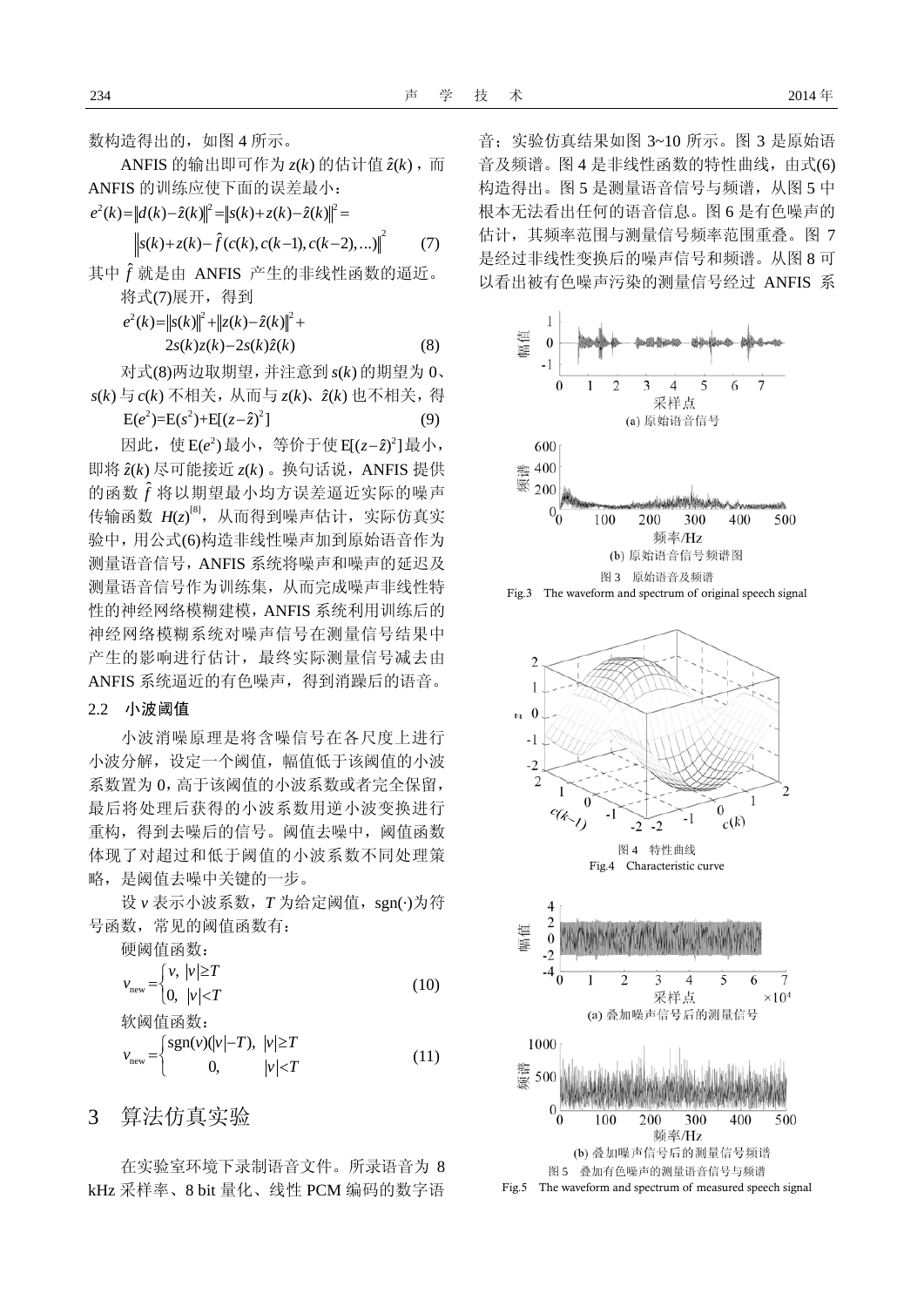数构造得出的，如图 4 所示。

ANFIS 的输出即可作为 $z(k)$ 的估计值 $\hat{z}(k)$，而 ANFIS 的训练应使下面的误差最小：

$$e^2(k)=\|d(k)-\hat{z}(k)\|^2=\|s(k)+z(k)-\hat{z}(k)\|^2=$$

$$\|s(k)+z(k)-\hat{f}(c(k),c(k-1),c(k-2),\ldots)\|^2 \tag{7}$$

其中 $\hat{f}$ 就是由 ANFIS 产生的非线性函数的逼近。

将式(7)展开，得到

$$e^2(k)=\|s(k)\|^2+\|z(k)-\hat{z}(k)\|^2+$$

$$2s(k)z(k)-2s(k)\hat{z}(k) \tag{8}$$

对式(8)两边取期望，并注意到 $s(k)$ 的期望为 0、$s(k)$ 与 $c(k)$ 不相关，从而与 $z(k)$、$\hat{z}(k)$ 也不相关，得

$$\mathrm{E}(e^2)=\mathrm{E}(s^2)+\mathrm{E}[(z-\hat{z})^2] \tag{9}$$

因此，使 $\mathrm{E}(e^2)$ 最小，等价于使 $\mathrm{E}[(z-\hat{z})^2]$ 最小，即将 $\hat{z}(k)$ 尽可能接近 $z(k)$。换句话说，ANFIS 提供的函数 $\hat{f}$ 将以期望最小均方误差逼近实际的噪声传输函数 $H(z)$[8]，从而得到噪声估计，实际仿真实验中，用公式(6)构造非线性噪声加到原始语音作为测量语音信号，ANFIS 系统将噪声和噪声的延迟及测量语音信号作为训练集，从而完成噪声非线性特性的神经网络模糊建模，ANFIS 系统利用训练后的神经网络模糊系统对噪声信号在测量信号结果中产生的影响进行估计，最终实际测量信号减去由 ANFIS 系统逼近的有色噪声，得到消躁后的语音。

### 2.2 小波阈值

小波消噪原理是将含噪信号在各尺度上进行小波分解，设定一个阈值，幅值低于该阈值的小波系数置为 0，高于该阈值的小波系数或者完全保留，最后将处理后获得的小波系数用逆小波变换进行重构，得到去噪后的信号。阈值去噪中，阈值函数体现了对超过和低于阈值的小波系数不同处理策略，是阈值去噪中关键的一步。

设 $v$ 表示小波系数，$T$ 为给定阈值，sgn(·)为符号函数，常见的阈值函数有：

硬阈值函数：

$$v_{\text{new}}=\begin{cases}v, & |v|\geq T\\ 0, & |v|<T\end{cases} \tag{10}$$

软阈值函数：

$$v_{\text{new}}=\begin{cases}\operatorname{sgn}(v)(|v|-T), & |v|\geq T\\ 0, & |v|<T\end{cases} \tag{11}$$

## 3 算法仿真实验

在实验室环境下录制语音文件。所录语音为 8 kHz 采样率、8 bit 量化、线性 PCM 编码的数字语音；实验仿真结果如图 3~10 所示。图 3 是原始语音及频谱。图 4 是非线性函数的特性曲线，由式(6)构造得出。图 5 是测量语音信号与频谱，从图 5 中根本无法看出任何的语音信息。图 6 是有色噪声的估计，其频率范围与测量信号频率范围重叠。图 7 是经过非线性变换后的噪声信号和频谱。从图 8 可以看出被有色噪声污染的测量信号经过 ANFIS 系

(a) 原始语音信号

(b) 原始语音信号频谱图

图 3 原始语音及频谱
Fig.3 The waveform and spectrum of original speech signal

图 4 特性曲线
Fig.4 Characteristic curve

(a) 叠加噪声信号后的测量信号

(b) 叠加噪声信号后的测量信号频谱

图 5 叠加有色噪声的测量语音信号与频谱
Fig.5 The waveform and spectrum of measured speech signal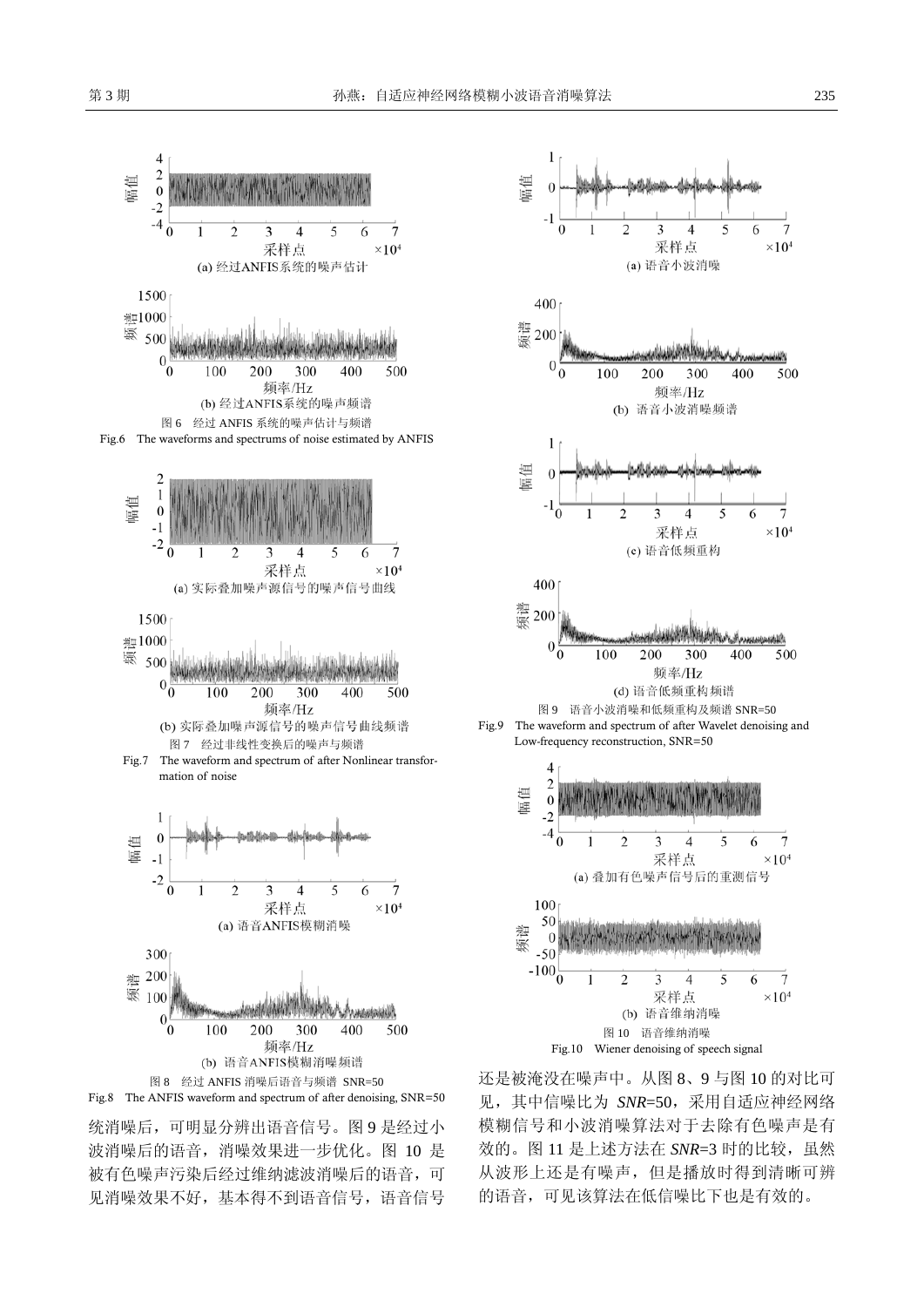(a) 经过ANFIS系统的噪声估计

(b) 经过ANFIS系统的噪声频谱

图 6　经过 ANFIS 系统的噪声估计与频谱

Fig.6　The waveforms and spectrums of noise estimated by ANFIS

(a) 实际叠加噪声源信号的噪声信号曲线

(b) 实际叠加噪声源信号的噪声信号曲线频谱

图 7　经过非线性变换后的噪声与频谱

Fig.7　The waveform and spectrum of after Nonlinear transformation of noise

(a) 语音ANFIS模糊消噪

(b) 语音ANFIS模糊消噪频谱

图 8　经过 ANFIS 消噪后语音与频谱　SNR=50

Fig.8　The ANFIS waveform and spectrum of after denoising, SNR=50

(a) 语音小波消噪

(b) 语音小波消噪频谱

(c) 语音低频重构

(d) 语音低频重构频谱

图 9　语音小波消噪和低频重构及频谱 SNR=50

Fig.9　The waveform and spectrum of after Wavelet denoising and Low-frequency reconstruction, SNR=50

(a) 叠加有色噪声信号后的重测信号

(b) 语音维纳消噪

图 10　语音维纳消噪

Fig.10　Wiener denoising of speech signal

统消噪后，可明显分辨出语音信号。图 9 是经过小波消噪后的语音，消噪效果进一步优化。图 10 是被有色噪声污染后经过维纳滤波消噪后的语音，可见消噪效果不好，基本得不到语音信号，语音信号还是被淹没在噪声中。从图 8、9 与图 10 的对比可见，其中信噪比为 *SNR*=50，采用自适应神经网络模糊信号和小波消噪算法对于去除有色噪声是有效的。图 11 是上述方法在 *SNR*=3 时的比较，虽然从波形上还是有噪声，但是播放时得到清晰可辨的语音，可见该算法在低信噪比下也是有效的。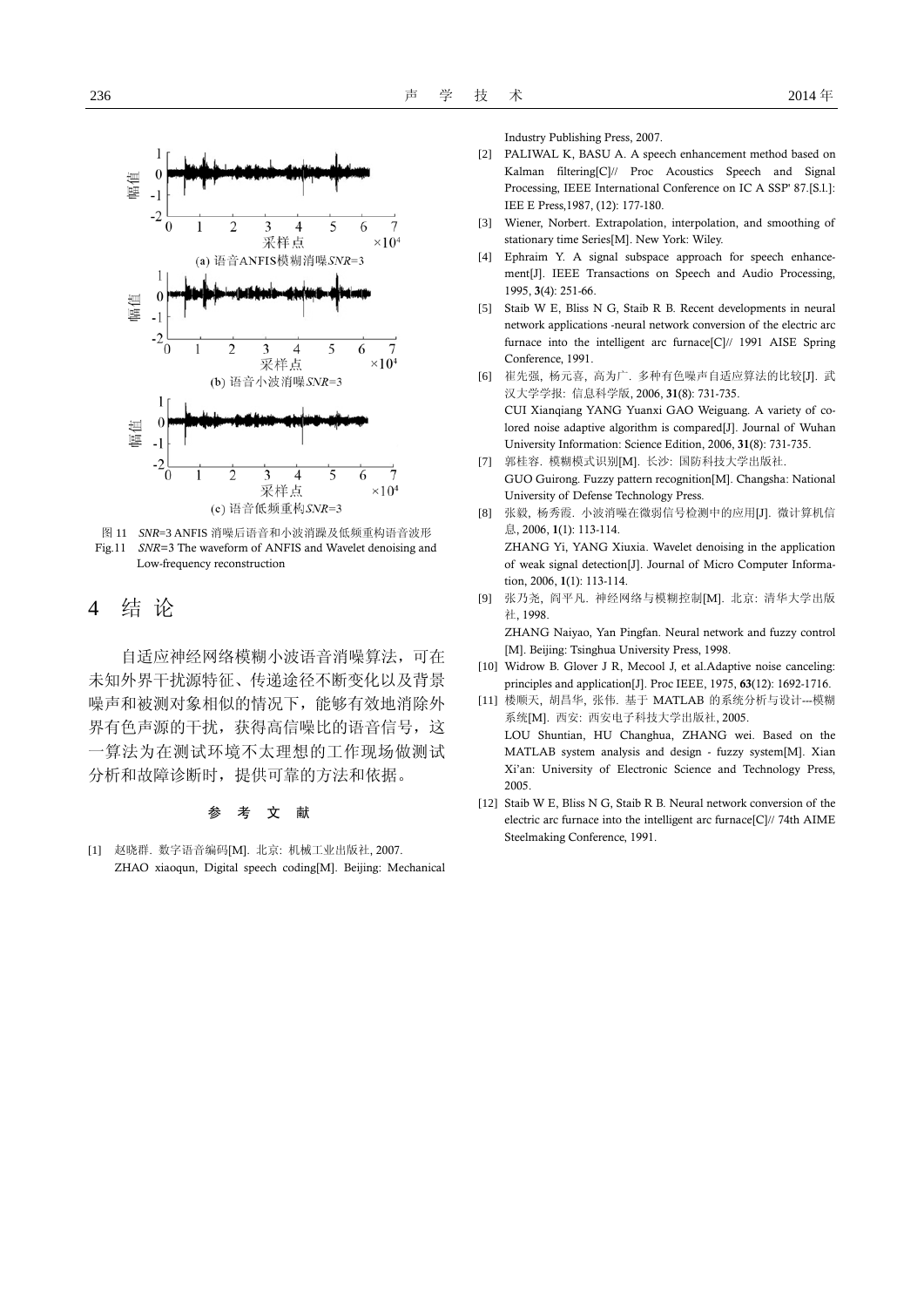幅值

1

0

-1

-2

0 1 2 3 4 5 6 7

采样点 ×10^4

(a) 语音ANFIS模糊消噪SNR=3

幅值

1

0

-1

-2

0 1 2 3 4 5 6 7

采样点 ×10^4

(b) 语音小波消噪SNR=3

幅值

1

0

-1

-2

0 1 2 3 4 5 6 7

采样点 ×10^4

(c) 语音低频重构SNR=3

图 11 *SNR*=3 ANFIS 消噪后语音和小波消躁及低频重构语音波形

Fig.11 *SNR*=3 The waveform of ANFIS and Wavelet denoising and Low-frequency reconstruction

# 4 结 论

自适应神经网络模糊小波语音消噪算法，可在未知外界干扰源特征、传递途径不断变化以及背景噪声和被测对象相似的情况下，能够有效地消除外界有色声源的干扰，获得高信噪比的语音信号，这一算法为在测试环境不太理想的工作现场做测试分析和故障诊断时，提供可靠的方法和依据。

## 参 考 文 献

[1] 赵晓群. 数字语音编码[M]. 北京: 机械工业出版社, 2007.
ZHAO xiaoqun, Digital speech coding[M]. Beijing: Mechanical Industry Publishing Press, 2007.

[2] PALIWAL K, BASU A. A speech enhancement method based on Kalman filtering[C]// Proc Acoustics Speech and Signal Processing, IEEE International Conference on IC A SSP' 87.[S.l.]: IEE E Press,1987, (12): 177-180.

[3] Wiener, Norbert. Extrapolation, interpolation, and smoothing of stationary time Series[M]. New York: Wiley.

[4] Ephraim Y. A signal subspace approach for speech enhancement[J]. IEEE Transactions on Speech and Audio Processing, 1995, **3**(4): 251-66.

[5] Staib W E, Bliss N G, Staib R B. Recent developments in neural network applications -neural network conversion of the electric arc furnace into the intelligent arc furnace[C]// 1991 AISE Spring Conference, 1991.

[6] 崔先强, 杨元喜, 高为广. 多种有色噪声自适应算法的比较[J]. 武汉大学学报: 信息科学版, 2006, **31**(8): 731-735.
CUI Xianqiang YANG Yuanxi GAO Weiguang. A variety of colored noise adaptive algorithm is compared[J]. Journal of Wuhan University Information: Science Edition, 2006, **31**(8): 731-735.

[7] 郭桂容. 模糊模式识别[M]. 长沙: 国防科技大学出版社.
GUO Guirong. Fuzzy pattern recognition[M]. Changsha: National University of Defense Technology Press.

[8] 张毅, 杨秀霞. 小波消噪在微弱信号检测中的应用[J]. 微计算机信息, 2006, **1**(1): 113-114.
ZHANG Yi, YANG Xiuxia. Wavelet denoising in the application of weak signal detection[J]. Journal of Micro Computer Information, 2006, **1**(1): 113-114.

[9] 张乃尧, 阎平凡. 神经网络与模糊控制[M]. 北京: 清华大学出版社, 1998.
ZHANG Naiyao, Yan Pingfan. Neural network and fuzzy control [M]. Beijing: Tsinghua University Press, 1998.

[10] Widrow B. Glover J R, Mecool J, et al.Adaptive noise canceling: principles and application[J]. Proc IEEE, 1975, **63**(12): 1692-1716.

[11] 楼顺天, 胡昌华, 张伟. 基于 MATLAB 的系统分析与设计---模糊系统[M]. 西安: 西安电子科技大学出版社, 2005.
LOU Shuntian, HU Changhua, ZHANG wei. Based on the MATLAB system analysis and design - fuzzy system[M]. Xian Xi'an: University of Electronic Science and Technology Press, 2005.

[12] Staib W E, Bliss N G, Staib R B. Neural network conversion of the electric arc furnace into the intelligent arc furnace[C]// 74th AIME Steelmaking Conference, 1991.